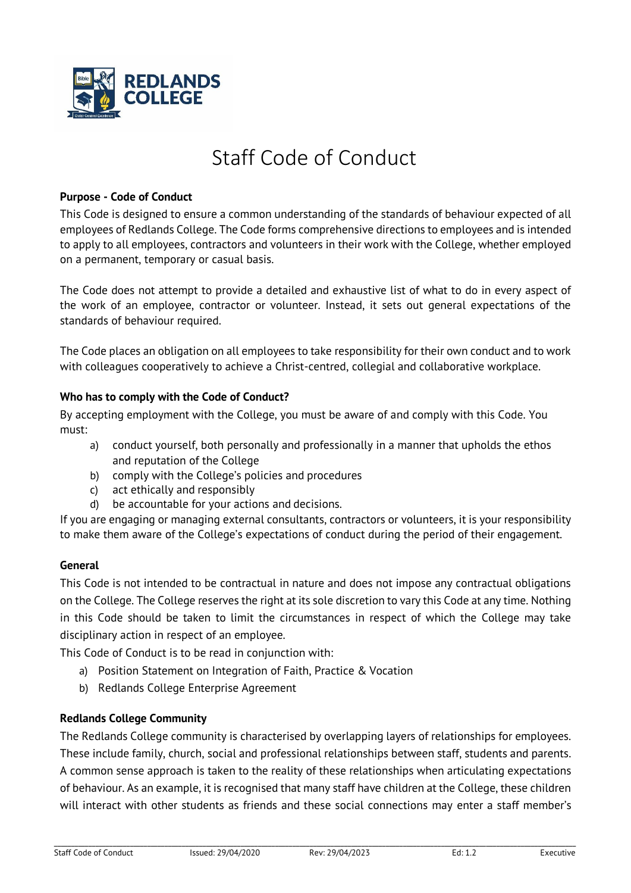# Staff Code of Conduct

**Purpose - Code of Conduct**

This Code is designed to ensure a common understanding of the standards of behaviour expected of all employees of Redlands College. The Code forms comprehensive directions to employees and is intended to apply to all employees, contractors and volunteers in their work with the College, whether employed on a permanent, temporary or casual basis.

The Code does not attempt to provide a detailed and exhaustive list of what to do in every aspect of the work of an employee, contractor or volunteer. Instead, it sets out general expectations of the standards of behaviour required.

The Code places an obligation on all employees to take responsibility for their own conduct and to work with colleagues cooperatively to achieve a Christ-centred, collegial and collaborative workplace.

**Who has to comply with the Code of Conduct?**

By accepting employment with the College, you must be aware of and comply with this Code. You must:

a) conduct yourself, both personally and professionally in a manner that upholds the ethos and reputation of the College
b) comply with the College's policies and procedures
c) act ethically and responsibly
d) be accountable for your actions and decisions.

If you are engaging or managing external consultants, contractors or volunteers, it is your responsibility to make them aware of the College's expectations of conduct during the period of their engagement.

**General**

This Code is not intended to be contractual in nature and does not impose any contractual obligations on the College. The College reserves the right at its sole discretion to vary this Code at any time. Nothing in this Code should be taken to limit the circumstances in respect of which the College may take disciplinary action in respect of an employee.

This Code of Conduct is to be read in conjunction with:

a) Position Statement on Integration of Faith, Practice & Vocation
b) Redlands College Enterprise Agreement

**Redlands College Community**

The Redlands College community is characterised by overlapping layers of relationships for employees. These include family, church, social and professional relationships between staff, students and parents. A common sense approach is taken to the reality of these relationships when articulating expectations of behaviour. As an example, it is recognised that many staff have children at the College, these children will interact with other students as friends and these social connections may enter a staff member's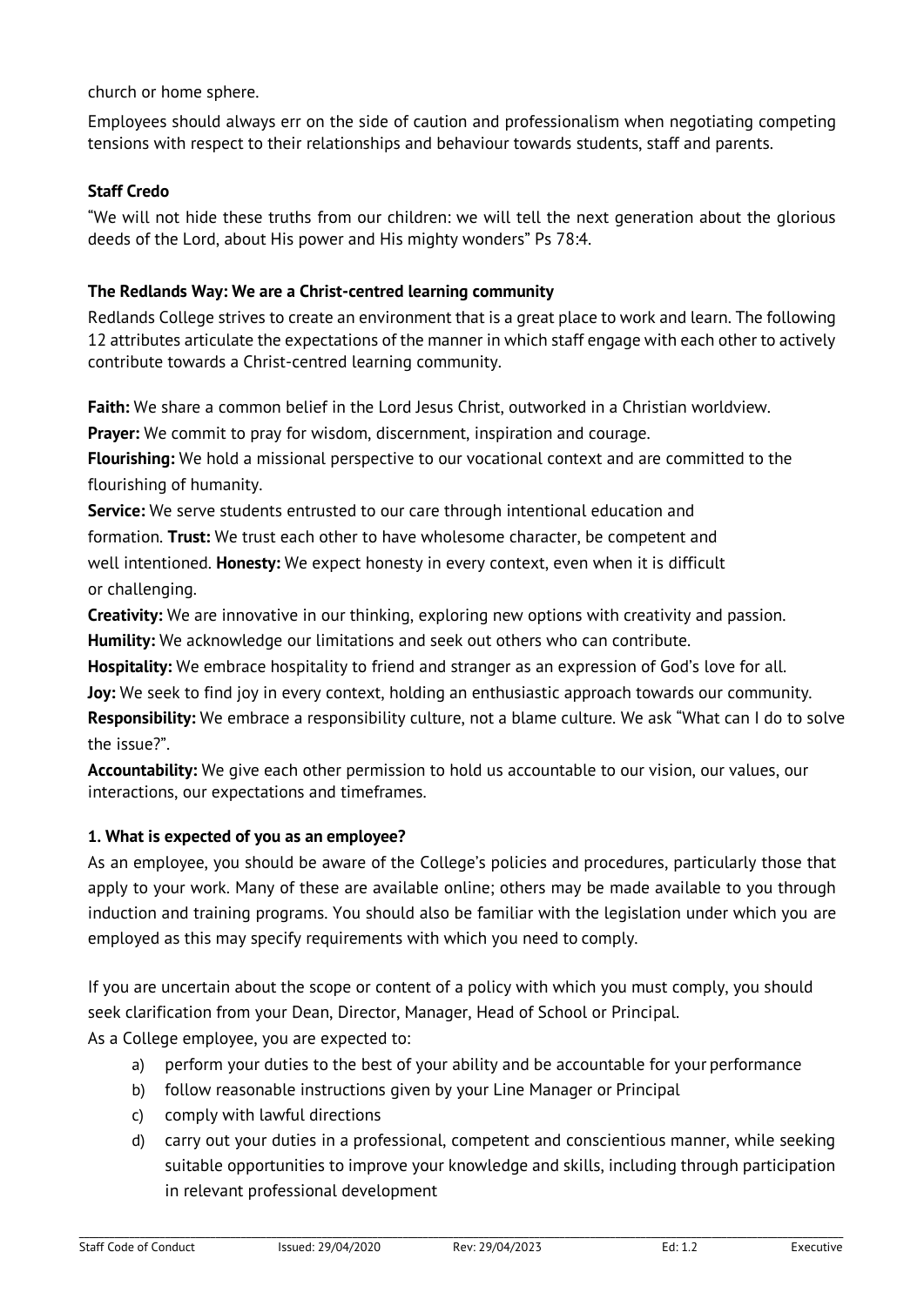church or home sphere.

Employees should always err on the side of caution and professionalism when negotiating competing tensions with respect to their relationships and behaviour towards students, staff and parents.

**Staff Credo**

"We will not hide these truths from our children: we will tell the next generation about the glorious deeds of the Lord, about His power and His mighty wonders" Ps 78:4.

**The Redlands Way: We are a Christ-centred learning community**

Redlands College strives to create an environment that is a great place to work and learn. The following 12 attributes articulate the expectations of the manner in which staff engage with each other to actively contribute towards a Christ-centred learning community.

**Faith:** We share a common belief in the Lord Jesus Christ, outworked in a Christian worldview.
**Prayer:** We commit to pray for wisdom, discernment, inspiration and courage.
**Flourishing:** We hold a missional perspective to our vocational context and are committed to the flourishing of humanity.
**Service:** We serve students entrusted to our care through intentional education and formation. **Trust:** We trust each other to have wholesome character, be competent and well intentioned. **Honesty:** We expect honesty in every context, even when it is difficult or challenging.
**Creativity:** We are innovative in our thinking, exploring new options with creativity and passion.
**Humility:** We acknowledge our limitations and seek out others who can contribute.
**Hospitality:** We embrace hospitality to friend and stranger as an expression of God's love for all.
**Joy:** We seek to find joy in every context, holding an enthusiastic approach towards our community.
**Responsibility:** We embrace a responsibility culture, not a blame culture. We ask "What can I do to solve the issue?".
**Accountability:** We give each other permission to hold us accountable to our vision, our values, our interactions, our expectations and timeframes.

**1. What is expected of you as an employee?**

As an employee, you should be aware of the College's policies and procedures, particularly those that apply to your work. Many of these are available online; others may be made available to you through induction and training programs. You should also be familiar with the legislation under which you are employed as this may specify requirements with which you need to comply.

If you are uncertain about the scope or content of a policy with which you must comply, you should seek clarification from your Dean, Director, Manager, Head of School or Principal.
As a College employee, you are expected to:

a) perform your duties to the best of your ability and be accountable for your performance
b) follow reasonable instructions given by your Line Manager or Principal
c) comply with lawful directions
d) carry out your duties in a professional, competent and conscientious manner, while seeking suitable opportunities to improve your knowledge and skills, including through participation in relevant professional development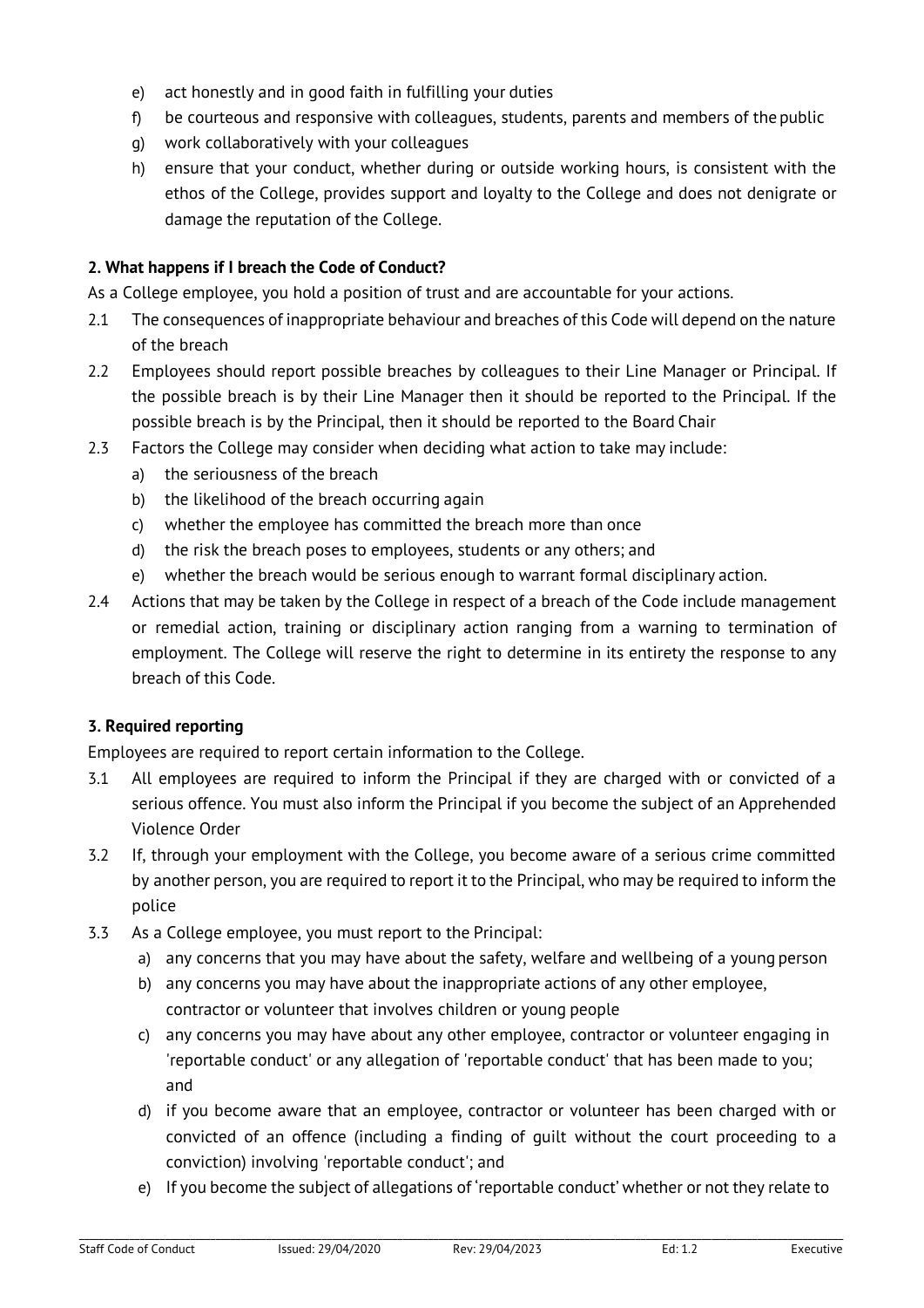e) act honestly and in good faith in fulfilling your duties
f) be courteous and responsive with colleagues, students, parents and members of the public
g) work collaboratively with your colleagues
h) ensure that your conduct, whether during or outside working hours, is consistent with the ethos of the College, provides support and loyalty to the College and does not denigrate or damage the reputation of the College.

**2. What happens if I breach the Code of Conduct?**

As a College employee, you hold a position of trust and are accountable for your actions.

2.1 The consequences of inappropriate behaviour and breaches of this Code will depend on the nature of the breach

2.2 Employees should report possible breaches by colleagues to their Line Manager or Principal. If the possible breach is by their Line Manager then it should be reported to the Principal. If the possible breach is by the Principal, then it should be reported to the Board Chair

2.3 Factors the College may consider when deciding what action to take may include:

a) the seriousness of the breach
b) the likelihood of the breach occurring again
c) whether the employee has committed the breach more than once
d) the risk the breach poses to employees, students or any others; and
e) whether the breach would be serious enough to warrant formal disciplinary action.

2.4 Actions that may be taken by the College in respect of a breach of the Code include management or remedial action, training or disciplinary action ranging from a warning to termination of employment. The College will reserve the right to determine in its entirety the response to any breach of this Code.

**3. Required reporting**

Employees are required to report certain information to the College.

3.1 All employees are required to inform the Principal if they are charged with or convicted of a serious offence. You must also inform the Principal if you become the subject of an Apprehended Violence Order

3.2 If, through your employment with the College, you become aware of a serious crime committed by another person, you are required to report it to the Principal, who may be required to inform the police

3.3 As a College employee, you must report to the Principal:

a) any concerns that you may have about the safety, welfare and wellbeing of a young person
b) any concerns you may have about the inappropriate actions of any other employee, contractor or volunteer that involves children or young people
c) any concerns you may have about any other employee, contractor or volunteer engaging in 'reportable conduct' or any allegation of 'reportable conduct' that has been made to you; and
d) if you become aware that an employee, contractor or volunteer has been charged with or convicted of an offence (including a finding of guilt without the court proceeding to a conviction) involving 'reportable conduct'; and
e) If you become the subject of allegations of 'reportable conduct' whether or not they relate to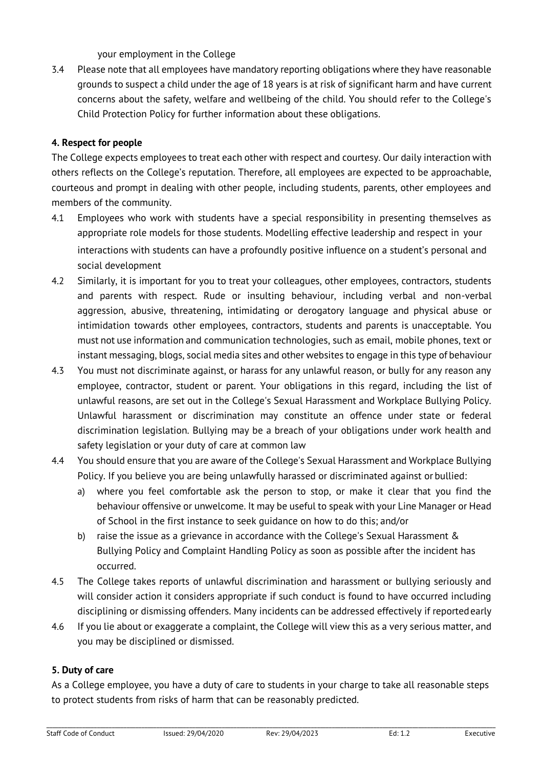your employment in the College

3.4 Please note that all employees have mandatory reporting obligations where they have reasonable grounds to suspect a child under the age of 18 years is at risk of significant harm and have current concerns about the safety, welfare and wellbeing of the child. You should refer to the College's Child Protection Policy for further information about these obligations.

**4. Respect for people**

The College expects employees to treat each other with respect and courtesy. Our daily interaction with others reflects on the College's reputation. Therefore, all employees are expected to be approachable, courteous and prompt in dealing with other people, including students, parents, other employees and members of the community.

4.1 Employees who work with students have a special responsibility in presenting themselves as appropriate role models for those students. Modelling effective leadership and respect in your interactions with students can have a profoundly positive influence on a student's personal and social development

4.2 Similarly, it is important for you to treat your colleagues, other employees, contractors, students and parents with respect. Rude or insulting behaviour, including verbal and non-verbal aggression, abusive, threatening, intimidating or derogatory language and physical abuse or intimidation towards other employees, contractors, students and parents is unacceptable. You must not use information and communication technologies, such as email, mobile phones, text or instant messaging, blogs, social media sites and other websites to engage in this type of behaviour

4.3 You must not discriminate against, or harass for any unlawful reason, or bully for any reason any employee, contractor, student or parent. Your obligations in this regard, including the list of unlawful reasons, are set out in the College's Sexual Harassment and Workplace Bullying Policy. Unlawful harassment or discrimination may constitute an offence under state or federal discrimination legislation. Bullying may be a breach of your obligations under work health and safety legislation or your duty of care at common law

4.4 You should ensure that you are aware of the College's Sexual Harassment and Workplace Bullying Policy. If you believe you are being unlawfully harassed or discriminated against or bullied:

a) where you feel comfortable ask the person to stop, or make it clear that you find the behaviour offensive or unwelcome. It may be useful to speak with your Line Manager or Head of School in the first instance to seek guidance on how to do this; and/or

b) raise the issue as a grievance in accordance with the College's Sexual Harassment & Bullying Policy and Complaint Handling Policy as soon as possible after the incident has occurred.

4.5 The College takes reports of unlawful discrimination and harassment or bullying seriously and will consider action it considers appropriate if such conduct is found to have occurred including disciplining or dismissing offenders. Many incidents can be addressed effectively if reported early

4.6 If you lie about or exaggerate a complaint, the College will view this as a very serious matter, and you may be disciplined or dismissed.

**5. Duty of care**

As a College employee, you have a duty of care to students in your charge to take all reasonable steps to protect students from risks of harm that can be reasonably predicted.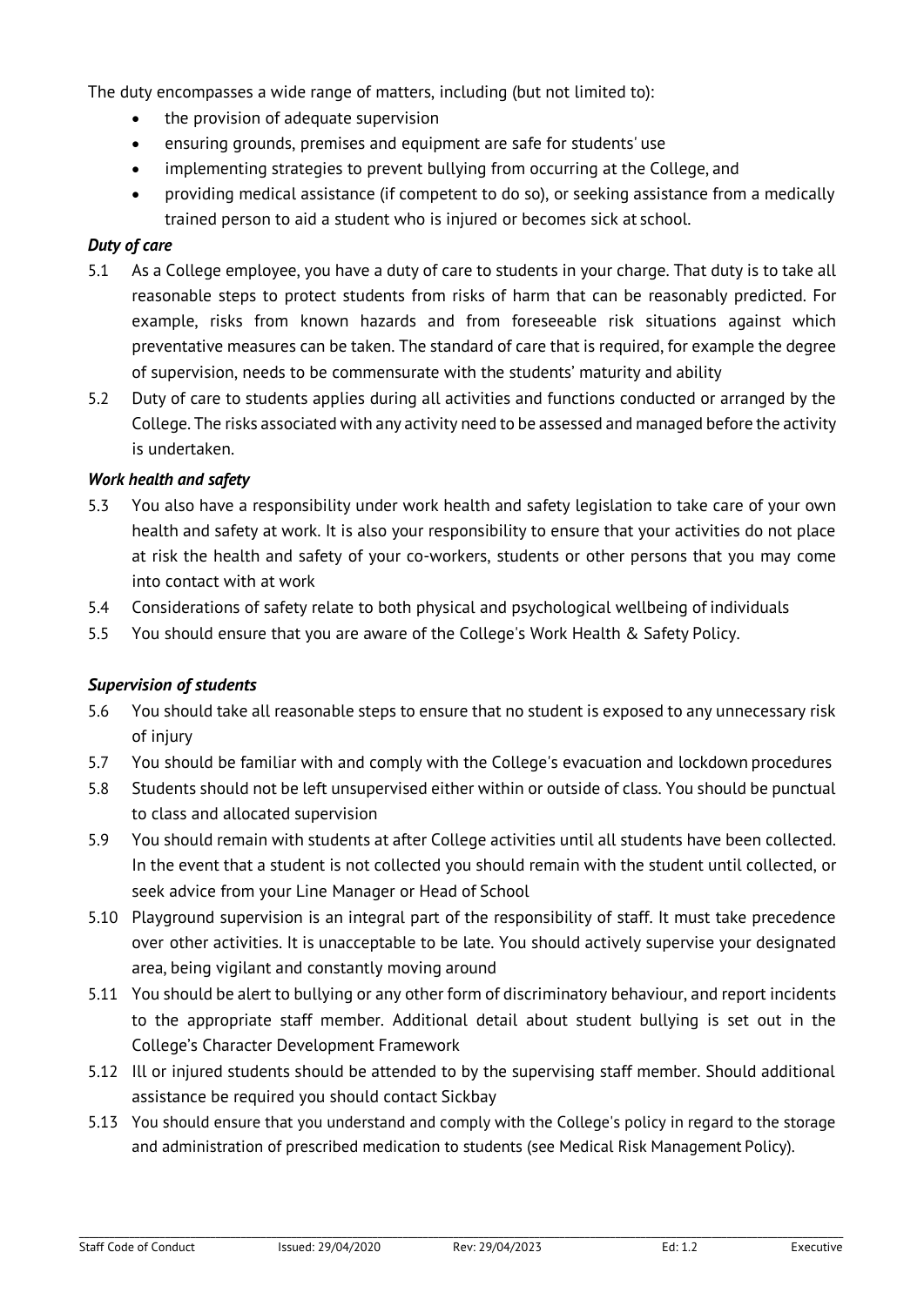The duty encompasses a wide range of matters, including (but not limited to):

- the provision of adequate supervision
- ensuring grounds, premises and equipment are safe for students' use
- implementing strategies to prevent bullying from occurring at the College, and
- providing medical assistance (if competent to do so), or seeking assistance from a medically trained person to aid a student who is injured or becomes sick at school.

### *Duty of care*

5.1 As a College employee, you have a duty of care to students in your charge. That duty is to take all reasonable steps to protect students from risks of harm that can be reasonably predicted. For example, risks from known hazards and from foreseeable risk situations against which preventative measures can be taken. The standard of care that is required, for example the degree of supervision, needs to be commensurate with the students' maturity and ability

5.2 Duty of care to students applies during all activities and functions conducted or arranged by the College. The risks associated with any activity need to be assessed and managed before the activity is undertaken.

### *Work health and safety*

5.3 You also have a responsibility under work health and safety legislation to take care of your own health and safety at work. It is also your responsibility to ensure that your activities do not place at risk the health and safety of your co-workers, students or other persons that you may come into contact with at work

5.4 Considerations of safety relate to both physical and psychological wellbeing of individuals

5.5 You should ensure that you are aware of the College's Work Health & Safety Policy.

### *Supervision of students*

5.6 You should take all reasonable steps to ensure that no student is exposed to any unnecessary risk of injury

5.7 You should be familiar with and comply with the College's evacuation and lockdown procedures

5.8 Students should not be left unsupervised either within or outside of class. You should be punctual to class and allocated supervision

5.9 You should remain with students at after College activities until all students have been collected. In the event that a student is not collected you should remain with the student until collected, or seek advice from your Line Manager or Head of School

5.10 Playground supervision is an integral part of the responsibility of staff. It must take precedence over other activities. It is unacceptable to be late. You should actively supervise your designated area, being vigilant and constantly moving around

5.11 You should be alert to bullying or any other form of discriminatory behaviour, and report incidents to the appropriate staff member. Additional detail about student bullying is set out in the College's Character Development Framework

5.12 Ill or injured students should be attended to by the supervising staff member. Should additional assistance be required you should contact Sickbay

5.13 You should ensure that you understand and comply with the College's policy in regard to the storage and administration of prescribed medication to students (see Medical Risk Management Policy).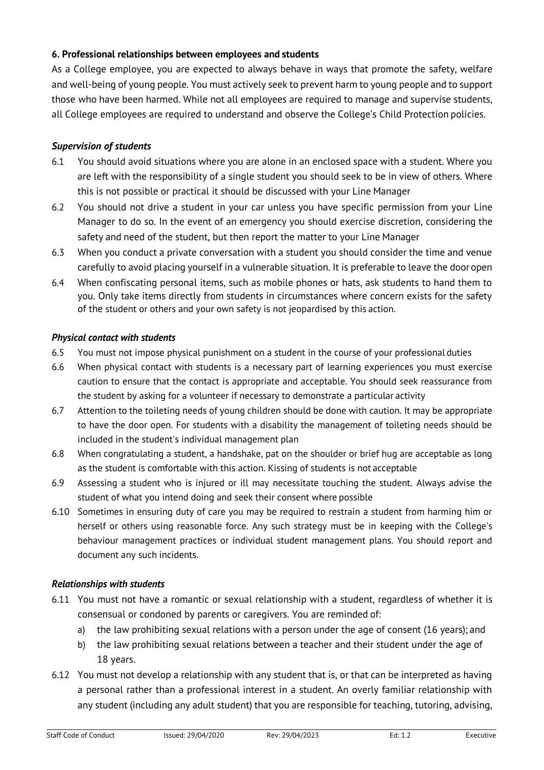### 6. Professional relationships between employees and students

As a College employee, you are expected to always behave in ways that promote the safety, welfare and well-being of young people. You must actively seek to prevent harm to young people and to support those who have been harmed. While not all employees are required to manage and supervise students, all College employees are required to understand and observe the College's Child Protection policies.

#### *Supervision of students*

6.1 You should avoid situations where you are alone in an enclosed space with a student. Where you are left with the responsibility of a single student you should seek to be in view of others. Where this is not possible or practical it should be discussed with your Line Manager

6.2 You should not drive a student in your car unless you have specific permission from your Line Manager to do so. In the event of an emergency you should exercise discretion, considering the safety and need of the student, but then report the matter to your Line Manager

6.3 When you conduct a private conversation with a student you should consider the time and venue carefully to avoid placing yourself in a vulnerable situation. It is preferable to leave the door open

6.4 When confiscating personal items, such as mobile phones or hats, ask students to hand them to you. Only take items directly from students in circumstances where concern exists for the safety of the student or others and your own safety is not jeopardised by this action.

#### *Physical contact with students*

6.5 You must not impose physical punishment on a student in the course of your professional duties

6.6 When physical contact with students is a necessary part of learning experiences you must exercise caution to ensure that the contact is appropriate and acceptable. You should seek reassurance from the student by asking for a volunteer if necessary to demonstrate a particular activity

6.7 Attention to the toileting needs of young children should be done with caution. It may be appropriate to have the door open. For students with a disability the management of toileting needs should be included in the student's individual management plan

6.8 When congratulating a student, a handshake, pat on the shoulder or brief hug are acceptable as long as the student is comfortable with this action. Kissing of students is not acceptable

6.9 Assessing a student who is injured or ill may necessitate touching the student. Always advise the student of what you intend doing and seek their consent where possible

6.10 Sometimes in ensuring duty of care you may be required to restrain a student from harming him or herself or others using reasonable force. Any such strategy must be in keeping with the College's behaviour management practices or individual student management plans. You should report and document any such incidents.

#### *Relationships with students*

6.11 You must not have a romantic or sexual relationship with a student, regardless of whether it is consensual or condoned by parents or caregivers. You are reminded of:

a) the law prohibiting sexual relations with a person under the age of consent (16 years); and
b) the law prohibiting sexual relations between a teacher and their student under the age of 18 years.

6.12 You must not develop a relationship with any student that is, or that can be interpreted as having a personal rather than a professional interest in a student. An overly familiar relationship with any student (including any adult student) that you are responsible for teaching, tutoring, advising,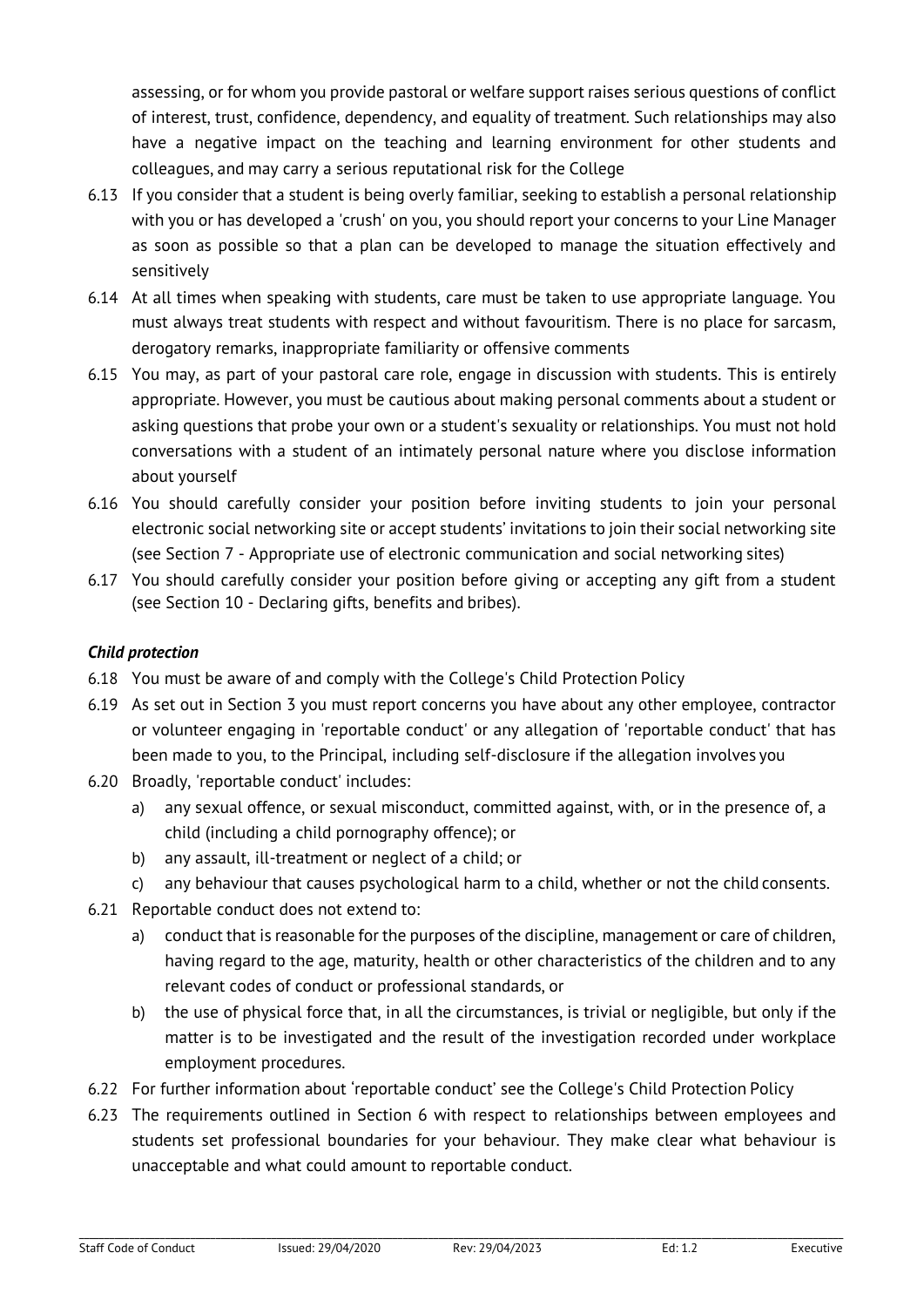assessing, or for whom you provide pastoral or welfare support raises serious questions of conflict of interest, trust, confidence, dependency, and equality of treatment. Such relationships may also have a negative impact on the teaching and learning environment for other students and colleagues, and may carry a serious reputational risk for the College

6.13 If you consider that a student is being overly familiar, seeking to establish a personal relationship with you or has developed a 'crush' on you, you should report your concerns to your Line Manager as soon as possible so that a plan can be developed to manage the situation effectively and sensitively

6.14 At all times when speaking with students, care must be taken to use appropriate language. You must always treat students with respect and without favouritism. There is no place for sarcasm, derogatory remarks, inappropriate familiarity or offensive comments

6.15 You may, as part of your pastoral care role, engage in discussion with students. This is entirely appropriate. However, you must be cautious about making personal comments about a student or asking questions that probe your own or a student's sexuality or relationships. You must not hold conversations with a student of an intimately personal nature where you disclose information about yourself

6.16 You should carefully consider your position before inviting students to join your personal electronic social networking site or accept students' invitations to join their social networking site (see Section 7 - Appropriate use of electronic communication and social networking sites)

6.17 You should carefully consider your position before giving or accepting any gift from a student (see Section 10 - Declaring gifts, benefits and bribes).

### *Child protection*

6.18 You must be aware of and comply with the College's Child Protection Policy

6.19 As set out in Section 3 you must report concerns you have about any other employee, contractor or volunteer engaging in 'reportable conduct' or any allegation of 'reportable conduct' that has been made to you, to the Principal, including self-disclosure if the allegation involves you

6.20 Broadly, 'reportable conduct' includes:

   a) any sexual offence, or sexual misconduct, committed against, with, or in the presence of, a child (including a child pornography offence); or
   b) any assault, ill-treatment or neglect of a child; or
   c) any behaviour that causes psychological harm to a child, whether or not the child consents.

6.21 Reportable conduct does not extend to:

   a) conduct that is reasonable for the purposes of the discipline, management or care of children, having regard to the age, maturity, health or other characteristics of the children and to any relevant codes of conduct or professional standards, or
   b) the use of physical force that, in all the circumstances, is trivial or negligible, but only if the matter is to be investigated and the result of the investigation recorded under workplace employment procedures.

6.22 For further information about 'reportable conduct' see the College's Child Protection Policy

6.23 The requirements outlined in Section 6 with respect to relationships between employees and students set professional boundaries for your behaviour. They make clear what behaviour is unacceptable and what could amount to reportable conduct.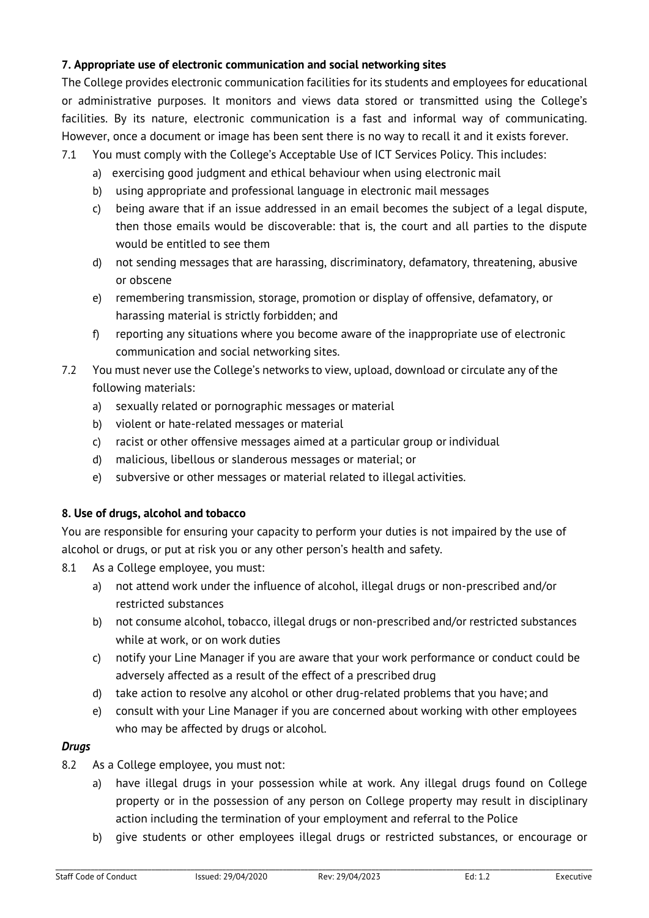### 7. Appropriate use of electronic communication and social networking sites

The College provides electronic communication facilities for its students and employees for educational or administrative purposes. It monitors and views data stored or transmitted using the College's facilities. By its nature, electronic communication is a fast and informal way of communicating. However, once a document or image has been sent there is no way to recall it and it exists forever.

7.1 You must comply with the College's Acceptable Use of ICT Services Policy. This includes:

a) exercising good judgment and ethical behaviour when using electronic mail
b) using appropriate and professional language in electronic mail messages
c) being aware that if an issue addressed in an email becomes the subject of a legal dispute, then those emails would be discoverable: that is, the court and all parties to the dispute would be entitled to see them
d) not sending messages that are harassing, discriminatory, defamatory, threatening, abusive or obscene
e) remembering transmission, storage, promotion or display of offensive, defamatory, or harassing material is strictly forbidden; and
f) reporting any situations where you become aware of the inappropriate use of electronic communication and social networking sites.

7.2 You must never use the College's networks to view, upload, download or circulate any of the following materials:

a) sexually related or pornographic messages or material
b) violent or hate-related messages or material
c) racist or other offensive messages aimed at a particular group or individual
d) malicious, libellous or slanderous messages or material; or
e) subversive or other messages or material related to illegal activities.

### 8. Use of drugs, alcohol and tobacco

You are responsible for ensuring your capacity to perform your duties is not impaired by the use of alcohol or drugs, or put at risk you or any other person's health and safety.

8.1 As a College employee, you must:

a) not attend work under the influence of alcohol, illegal drugs or non-prescribed and/or restricted substances
b) not consume alcohol, tobacco, illegal drugs or non-prescribed and/or restricted substances while at work, or on work duties
c) notify your Line Manager if you are aware that your work performance or conduct could be adversely affected as a result of the effect of a prescribed drug
d) take action to resolve any alcohol or other drug-related problems that you have; and
e) consult with your Line Manager if you are concerned about working with other employees who may be affected by drugs or alcohol.

***Drugs***

8.2 As a College employee, you must not:

a) have illegal drugs in your possession while at work. Any illegal drugs found on College property or in the possession of any person on College property may result in disciplinary action including the termination of your employment and referral to the Police
b) give students or other employees illegal drugs or restricted substances, or encourage or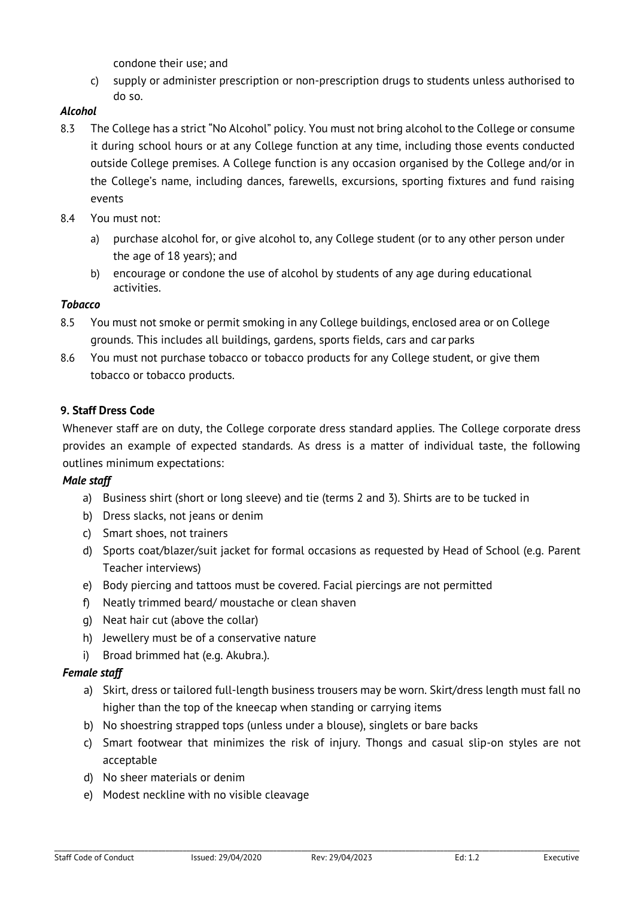condone their use; and

c) supply or administer prescription or non-prescription drugs to students unless authorised to do so.

***Alcohol***

8.3 The College has a strict "No Alcohol" policy. You must not bring alcohol to the College or consume it during school hours or at any College function at any time, including those events conducted outside College premises. A College function is any occasion organised by the College and/or in the College's name, including dances, farewells, excursions, sporting fixtures and fund raising events

8.4 You must not:

a) purchase alcohol for, or give alcohol to, any College student (or to any other person under the age of 18 years); and

b) encourage or condone the use of alcohol by students of any age during educational activities.

***Tobacco***

8.5 You must not smoke or permit smoking in any College buildings, enclosed area or on College grounds. This includes all buildings, gardens, sports fields, cars and car parks

8.6 You must not purchase tobacco or tobacco products for any College student, or give them tobacco or tobacco products.

## 9. Staff Dress Code

Whenever staff are on duty, the College corporate dress standard applies. The College corporate dress provides an example of expected standards. As dress is a matter of individual taste, the following outlines minimum expectations:

***Male staff***

a) Business shirt (short or long sleeve) and tie (terms 2 and 3). Shirts are to be tucked in
b) Dress slacks, not jeans or denim
c) Smart shoes, not trainers
d) Sports coat/blazer/suit jacket for formal occasions as requested by Head of School (e.g. Parent Teacher interviews)
e) Body piercing and tattoos must be covered. Facial piercings are not permitted
f) Neatly trimmed beard/ moustache or clean shaven
g) Neat hair cut (above the collar)
h) Jewellery must be of a conservative nature
i) Broad brimmed hat (e.g. Akubra.).

***Female staff***

a) Skirt, dress or tailored full-length business trousers may be worn. Skirt/dress length must fall no higher than the top of the kneecap when standing or carrying items
b) No shoestring strapped tops (unless under a blouse), singlets or bare backs
c) Smart footwear that minimizes the risk of injury. Thongs and casual slip-on styles are not acceptable
d) No sheer materials or denim
e) Modest neckline with no visible cleavage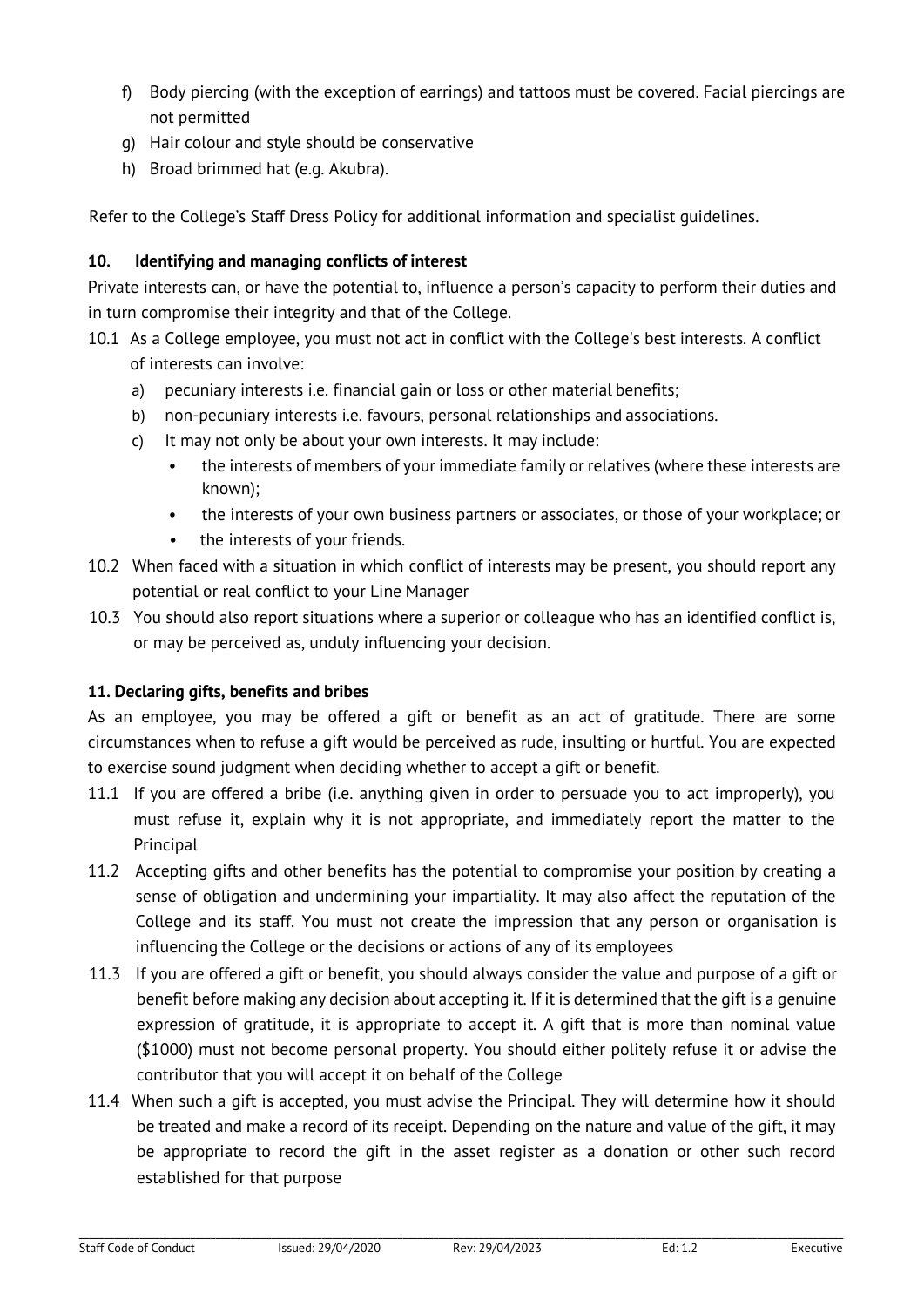f) Body piercing (with the exception of earrings) and tattoos must be covered. Facial piercings are not permitted
g) Hair colour and style should be conservative
h) Broad brimmed hat (e.g. Akubra).

Refer to the College's Staff Dress Policy for additional information and specialist guidelines.

**10. Identifying and managing conflicts of interest**

Private interests can, or have the potential to, influence a person's capacity to perform their duties and in turn compromise their integrity and that of the College.

10.1 As a College employee, you must not act in conflict with the College's best interests. A conflict of interests can involve:

a) pecuniary interests i.e. financial gain or loss or other material benefits;
b) non-pecuniary interests i.e. favours, personal relationships and associations.
c) It may not only be about your own interests. It may include:
   - the interests of members of your immediate family or relatives (where these interests are known);
   - the interests of your own business partners or associates, or those of your workplace; or
   - the interests of your friends.

10.2 When faced with a situation in which conflict of interests may be present, you should report any potential or real conflict to your Line Manager

10.3 You should also report situations where a superior or colleague who has an identified conflict is, or may be perceived as, unduly influencing your decision.

**11. Declaring gifts, benefits and bribes**

As an employee, you may be offered a gift or benefit as an act of gratitude. There are some circumstances when to refuse a gift would be perceived as rude, insulting or hurtful. You are expected to exercise sound judgment when deciding whether to accept a gift or benefit.

11.1 If you are offered a bribe (i.e. anything given in order to persuade you to act improperly), you must refuse it, explain why it is not appropriate, and immediately report the matter to the Principal

11.2 Accepting gifts and other benefits has the potential to compromise your position by creating a sense of obligation and undermining your impartiality. It may also affect the reputation of the College and its staff. You must not create the impression that any person or organisation is influencing the College or the decisions or actions of any of its employees

11.3 If you are offered a gift or benefit, you should always consider the value and purpose of a gift or benefit before making any decision about accepting it. If it is determined that the gift is a genuine expression of gratitude, it is appropriate to accept it. A gift that is more than nominal value ($1000) must not become personal property. You should either politely refuse it or advise the contributor that you will accept it on behalf of the College

11.4 When such a gift is accepted, you must advise the Principal. They will determine how it should be treated and make a record of its receipt. Depending on the nature and value of the gift, it may be appropriate to record the gift in the asset register as a donation or other such record established for that purpose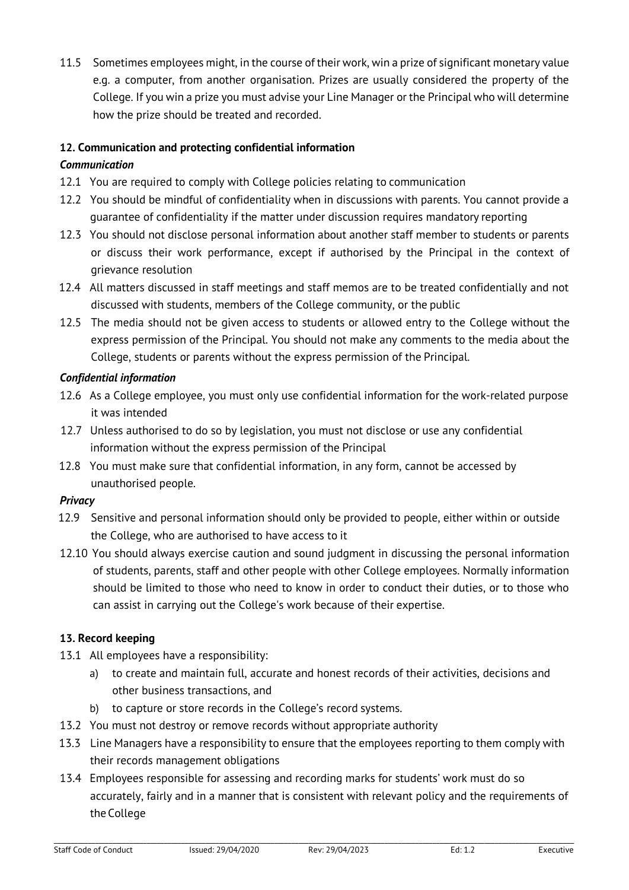11.5 Sometimes employees might, in the course of their work, win a prize of significant monetary value e.g. a computer, from another organisation. Prizes are usually considered the property of the College. If you win a prize you must advise your Line Manager or the Principal who will determine how the prize should be treated and recorded.

## 12. Communication and protecting confidential information

### *Communication*

12.1 You are required to comply with College policies relating to communication

12.2 You should be mindful of confidentiality when in discussions with parents. You cannot provide a guarantee of confidentiality if the matter under discussion requires mandatory reporting

12.3 You should not disclose personal information about another staff member to students or parents or discuss their work performance, except if authorised by the Principal in the context of grievance resolution

12.4 All matters discussed in staff meetings and staff memos are to be treated confidentially and not discussed with students, members of the College community, or the public

12.5 The media should not be given access to students or allowed entry to the College without the express permission of the Principal. You should not make any comments to the media about the College, students or parents without the express permission of the Principal.

### *Confidential information*

12.6 As a College employee, you must only use confidential information for the work-related purpose it was intended

12.7 Unless authorised to do so by legislation, you must not disclose or use any confidential information without the express permission of the Principal

12.8 You must make sure that confidential information, in any form, cannot be accessed by unauthorised people.

### *Privacy*

12.9 Sensitive and personal information should only be provided to people, either within or outside the College, who are authorised to have access to it

12.10 You should always exercise caution and sound judgment in discussing the personal information of students, parents, staff and other people with other College employees. Normally information should be limited to those who need to know in order to conduct their duties, or to those who can assist in carrying out the College's work because of their expertise.

## 13. Record keeping

13.1 All employees have a responsibility:

a) to create and maintain full, accurate and honest records of their activities, decisions and other business transactions, and

b) to capture or store records in the College's record systems.

13.2 You must not destroy or remove records without appropriate authority

13.3 Line Managers have a responsibility to ensure that the employees reporting to them comply with their records management obligations

13.4 Employees responsible for assessing and recording marks for students' work must do so accurately, fairly and in a manner that is consistent with relevant policy and the requirements of the College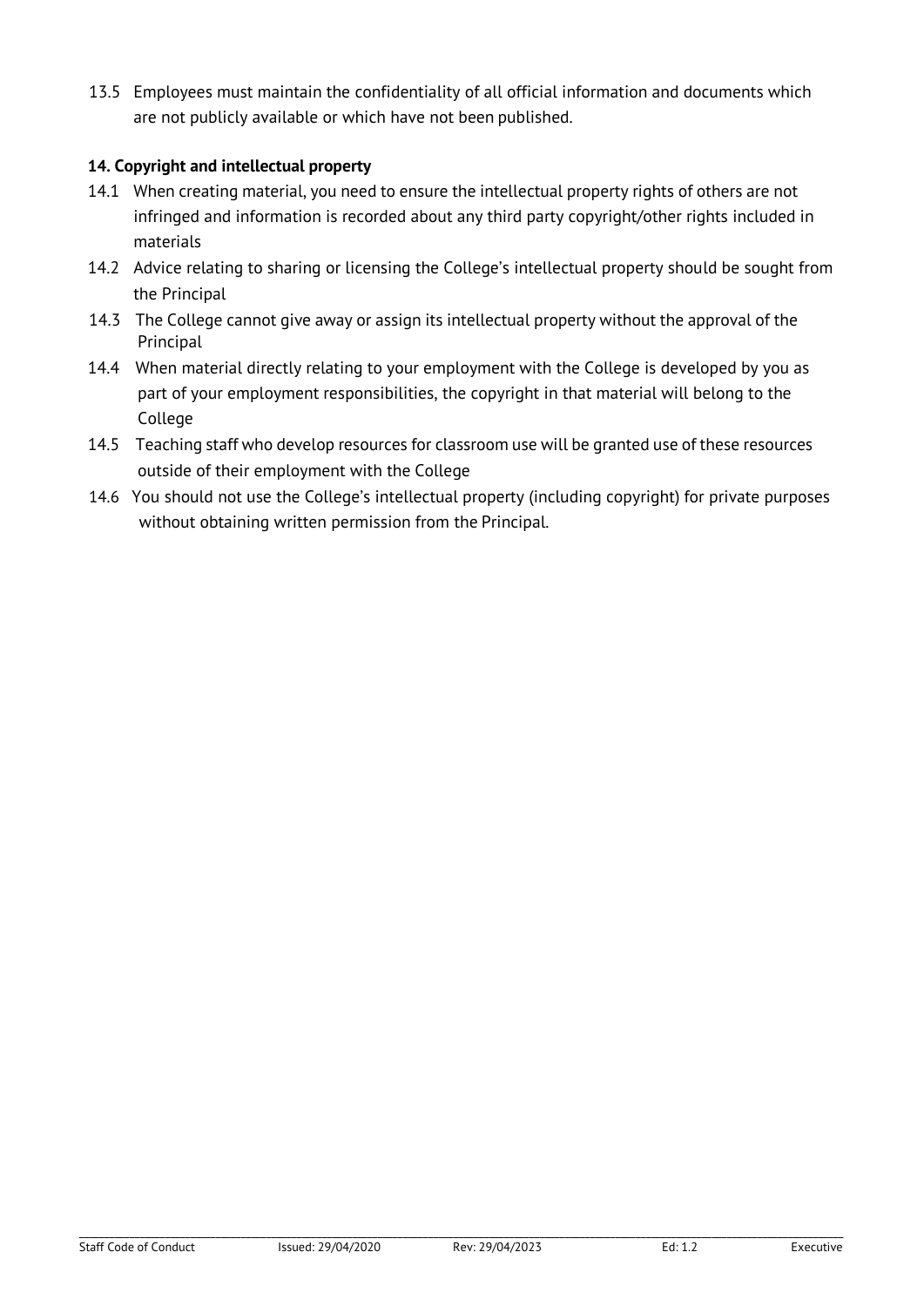13.5 Employees must maintain the confidentiality of all official information and documents which are not publicly available or which have not been published.

**14. Copyright and intellectual property**

14.1 When creating material, you need to ensure the intellectual property rights of others are not infringed and information is recorded about any third party copyright/other rights included in materials

14.2 Advice relating to sharing or licensing the College's intellectual property should be sought from the Principal

14.3 The College cannot give away or assign its intellectual property without the approval of the Principal

14.4 When material directly relating to your employment with the College is developed by you as part of your employment responsibilities, the copyright in that material will belong to the College

14.5 Teaching staff who develop resources for classroom use will be granted use of these resources outside of their employment with the College

14.6 You should not use the College's intellectual property (including copyright) for private purposes without obtaining written permission from the Principal.